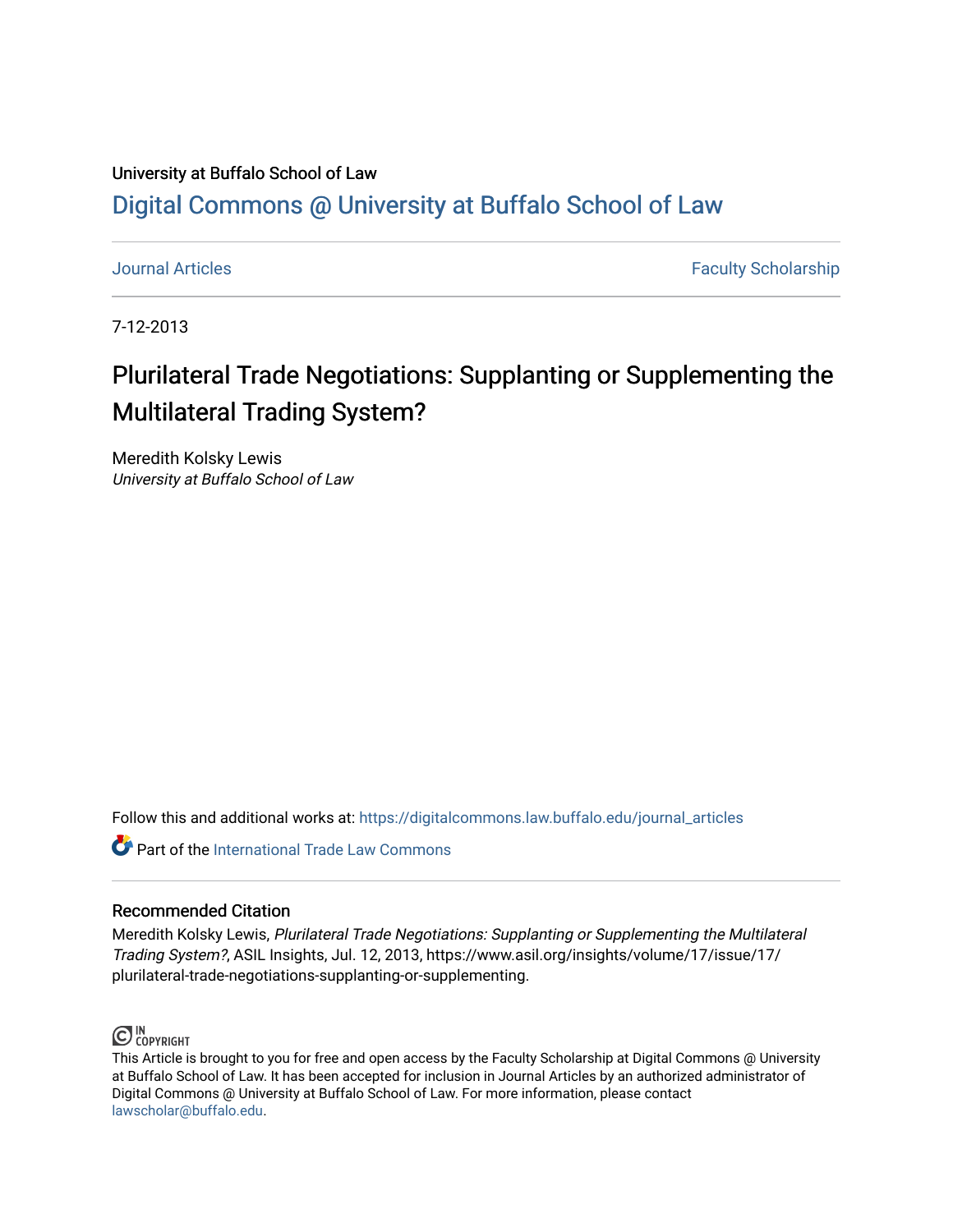University at Buffalo School of Law

# Digital Commons @ University at Buffalo School of Law

Journal Articles | Faculty Scholarship

7-12-2013

## Plurilateral Trade Negotiations: Supplanting or Supplementing the Multilateral Trading System?

Meredith Kolsky Lewis
*University at Buffalo School of Law*

Follow this and additional works at: https://digitalcommons.law.buffalo.edu/journal_articles

Part of the International Trade Law Commons

### Recommended Citation

Meredith Kolsky Lewis, *Plurilateral Trade Negotiations: Supplanting or Supplementing the Multilateral Trading System?*, ASIL Insights, Jul. 12, 2013, https://www.asil.org/insights/volume/17/issue/17/plurilateral-trade-negotiations-supplanting-or-supplementing.

IN COPYRIGHT

This Article is brought to you for free and open access by the Faculty Scholarship at Digital Commons @ University at Buffalo School of Law. It has been accepted for inclusion in Journal Articles by an authorized administrator of Digital Commons @ University at Buffalo School of Law. For more information, please contact lawscholar@buffalo.edu.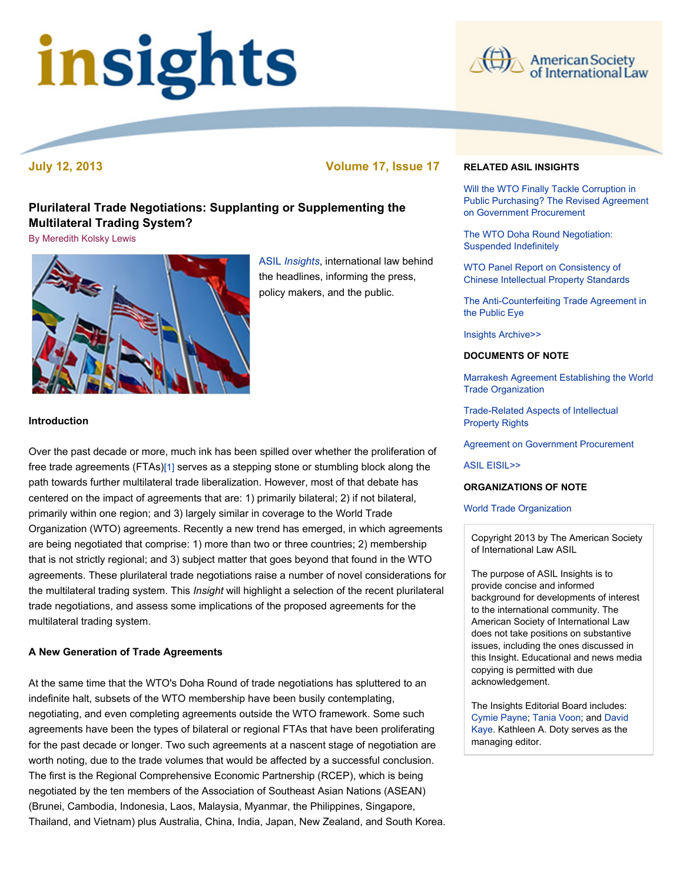# insights

**July 12, 2013** **Volume 17, Issue 17**

## Plurilateral Trade Negotiations: Supplanting or Supplementing the Multilateral Trading System?

By Meredith Kolsky Lewis

ASIL *Insights*, international law behind the headlines, informing the press, policy makers, and the public.

### Introduction

Over the past decade or more, much ink has been spilled over whether the proliferation of free trade agreements (FTAs)[1] serves as a stepping stone or stumbling block along the path towards further multilateral trade liberalization. However, most of that debate has centered on the impact of agreements that are: 1) primarily bilateral; 2) if not bilateral, primarily within one region; and 3) largely similar in coverage to the World Trade Organization (WTO) agreements. Recently a new trend has emerged, in which agreements are being negotiated that comprise: 1) more than two or three countries; 2) membership that is not strictly regional; and 3) subject matter that goes beyond that found in the WTO agreements. These plurilateral trade negotiations raise a number of novel considerations for the multilateral trading system. This *Insight* will highlight a selection of the recent plurilateral trade negotiations, and assess some implications of the proposed agreements for the multilateral trading system.

### A New Generation of Trade Agreements

At the same time that the WTO's Doha Round of trade negotiations has spluttered to an indefinite halt, subsets of the WTO membership have been busily contemplating, negotiating, and even completing agreements outside the WTO framework. Some such agreements have been the types of bilateral or regional FTAs that have been proliferating for the past decade or longer. Two such agreements at a nascent stage of negotiation are worth noting, due to the trade volumes that would be affected by a successful conclusion. The first is the Regional Comprehensive Economic Partnership (RCEP), which is being negotiated by the ten members of the Association of Southeast Asian Nations (ASEAN) (Brunei, Cambodia, Indonesia, Laos, Malaysia, Myanmar, the Philippines, Singapore, Thailand, and Vietnam) plus Australia, China, India, Japan, New Zealand, and South Korea.

**RELATED ASIL INSIGHTS**

Will the WTO Finally Tackle Corruption in Public Purchasing? The Revised Agreement on Government Procurement

The WTO Doha Round Negotiation: Suspended Indefinitely

WTO Panel Report on Consistency of Chinese Intellectual Property Standards

The Anti-Counterfeiting Trade Agreement in the Public Eye

Insights Archive>>

**DOCUMENTS OF NOTE**

Marrakesh Agreement Establishing the World Trade Organization

Trade-Related Aspects of Intellectual Property Rights

Agreement on Government Procurement

ASIL EISIL>>

**ORGANIZATIONS OF NOTE**

World Trade Organization

Copyright 2013 by The American Society of International Law ASIL

The purpose of ASIL Insights is to provide concise and informed background for developments of interest to the international community. The American Society of International Law does not take positions on substantive issues, including the ones discussed in this Insight. Educational and news media copying is permitted with due acknowledgement.

The Insights Editorial Board includes: Cymie Payne; Tania Voon; and David Kaye. Kathleen A. Doty serves as the managing editor.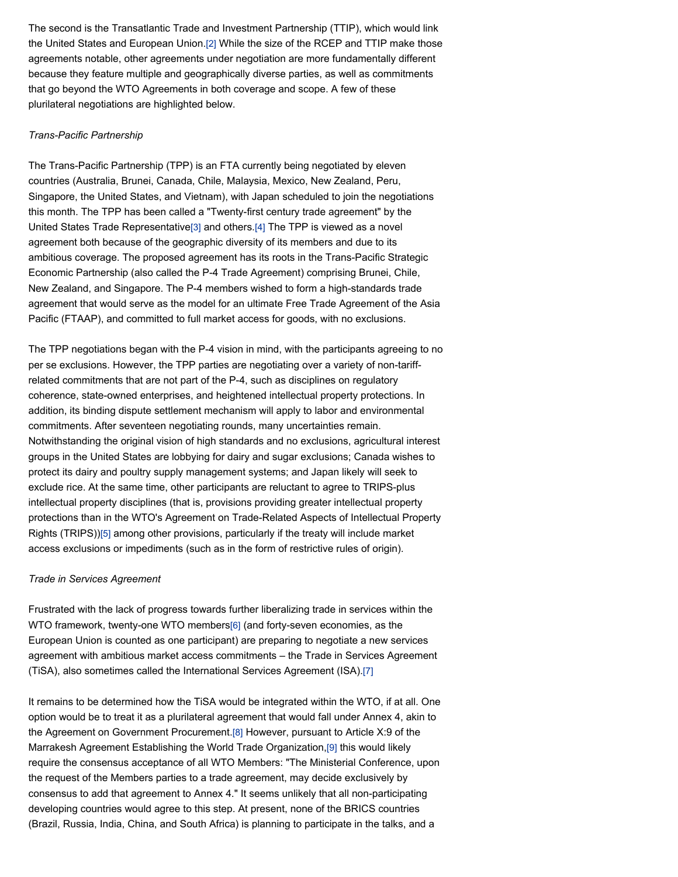The second is the Transatlantic Trade and Investment Partnership (TTIP), which would link the United States and European Union.[2] While the size of the RCEP and TTIP make those agreements notable, other agreements under negotiation are more fundamentally different because they feature multiple and geographically diverse parties, as well as commitments that go beyond the WTO Agreements in both coverage and scope. A few of these plurilateral negotiations are highlighted below.

*Trans-Pacific Partnership*

The Trans-Pacific Partnership (TPP) is an FTA currently being negotiated by eleven countries (Australia, Brunei, Canada, Chile, Malaysia, Mexico, New Zealand, Peru, Singapore, the United States, and Vietnam), with Japan scheduled to join the negotiations this month. The TPP has been called a "Twenty-first century trade agreement" by the United States Trade Representative[3] and others.[4] The TPP is viewed as a novel agreement both because of the geographic diversity of its members and due to its ambitious coverage. The proposed agreement has its roots in the Trans-Pacific Strategic Economic Partnership (also called the P-4 Trade Agreement) comprising Brunei, Chile, New Zealand, and Singapore. The P-4 members wished to form a high-standards trade agreement that would serve as the model for an ultimate Free Trade Agreement of the Asia Pacific (FTAAP), and committed to full market access for goods, with no exclusions.

The TPP negotiations began with the P-4 vision in mind, with the participants agreeing to no per se exclusions. However, the TPP parties are negotiating over a variety of non-tariff-related commitments that are not part of the P-4, such as disciplines on regulatory coherence, state-owned enterprises, and heightened intellectual property protections. In addition, its binding dispute settlement mechanism will apply to labor and environmental commitments. After seventeen negotiating rounds, many uncertainties remain. Notwithstanding the original vision of high standards and no exclusions, agricultural interest groups in the United States are lobbying for dairy and sugar exclusions; Canada wishes to protect its dairy and poultry supply management systems; and Japan likely will seek to exclude rice. At the same time, other participants are reluctant to agree to TRIPS-plus intellectual property disciplines (that is, provisions providing greater intellectual property protections than in the WTO's Agreement on Trade-Related Aspects of Intellectual Property Rights (TRIPS))[5] among other provisions, particularly if the treaty will include market access exclusions or impediments (such as in the form of restrictive rules of origin).

*Trade in Services Agreement*

Frustrated with the lack of progress towards further liberalizing trade in services within the WTO framework, twenty-one WTO members[6] (and forty-seven economies, as the European Union is counted as one participant) are preparing to negotiate a new services agreement with ambitious market access commitments – the Trade in Services Agreement (TiSA), also sometimes called the International Services Agreement (ISA).[7]

It remains to be determined how the TiSA would be integrated within the WTO, if at all. One option would be to treat it as a plurilateral agreement that would fall under Annex 4, akin to the Agreement on Government Procurement.[8] However, pursuant to Article X:9 of the Marrakesh Agreement Establishing the World Trade Organization,[9] this would likely require the consensus acceptance of all WTO Members: "The Ministerial Conference, upon the request of the Members parties to a trade agreement, may decide exclusively by consensus to add that agreement to Annex 4." It seems unlikely that all non-participating developing countries would agree to this step. At present, none of the BRICS countries (Brazil, Russia, India, China, and South Africa) is planning to participate in the talks, and a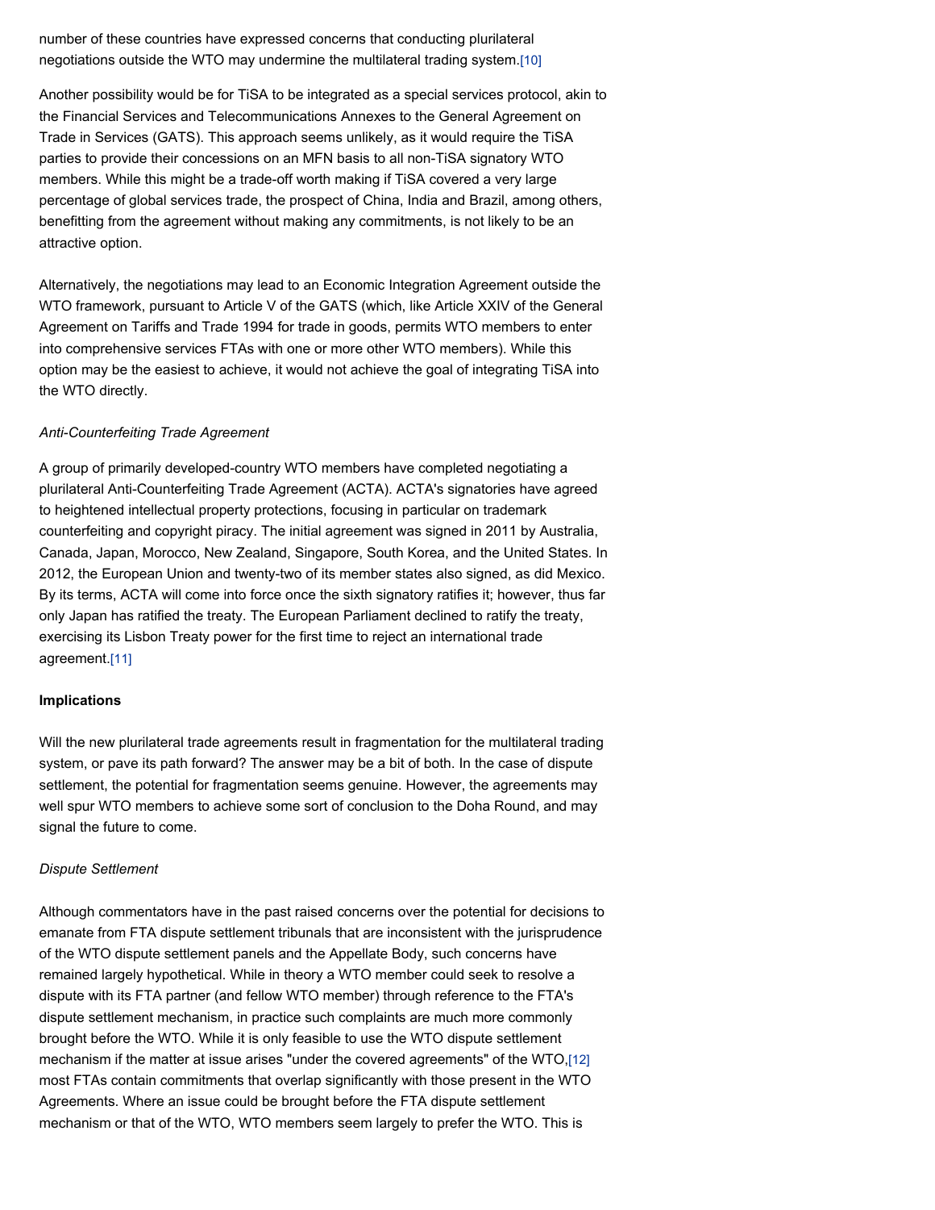number of these countries have expressed concerns that conducting plurilateral negotiations outside the WTO may undermine the multilateral trading system.[10]

Another possibility would be for TiSA to be integrated as a special services protocol, akin to the Financial Services and Telecommunications Annexes to the General Agreement on Trade in Services (GATS). This approach seems unlikely, as it would require the TiSA parties to provide their concessions on an MFN basis to all non-TiSA signatory WTO members. While this might be a trade-off worth making if TiSA covered a very large percentage of global services trade, the prospect of China, India and Brazil, among others, benefitting from the agreement without making any commitments, is not likely to be an attractive option.

Alternatively, the negotiations may lead to an Economic Integration Agreement outside the WTO framework, pursuant to Article V of the GATS (which, like Article XXIV of the General Agreement on Tariffs and Trade 1994 for trade in goods, permits WTO members to enter into comprehensive services FTAs with one or more other WTO members). While this option may be the easiest to achieve, it would not achieve the goal of integrating TiSA into the WTO directly.

*Anti-Counterfeiting Trade Agreement*

A group of primarily developed-country WTO members have completed negotiating a plurilateral Anti-Counterfeiting Trade Agreement (ACTA). ACTA's signatories have agreed to heightened intellectual property protections, focusing in particular on trademark counterfeiting and copyright piracy. The initial agreement was signed in 2011 by Australia, Canada, Japan, Morocco, New Zealand, Singapore, South Korea, and the United States. In 2012, the European Union and twenty-two of its member states also signed, as did Mexico. By its terms, ACTA will come into force once the sixth signatory ratifies it; however, thus far only Japan has ratified the treaty. The European Parliament declined to ratify the treaty, exercising its Lisbon Treaty power for the first time to reject an international trade agreement.[11]

**Implications**

Will the new plurilateral trade agreements result in fragmentation for the multilateral trading system, or pave its path forward? The answer may be a bit of both. In the case of dispute settlement, the potential for fragmentation seems genuine. However, the agreements may well spur WTO members to achieve some sort of conclusion to the Doha Round, and may signal the future to come.

*Dispute Settlement*

Although commentators have in the past raised concerns over the potential for decisions to emanate from FTA dispute settlement tribunals that are inconsistent with the jurisprudence of the WTO dispute settlement panels and the Appellate Body, such concerns have remained largely hypothetical. While in theory a WTO member could seek to resolve a dispute with its FTA partner (and fellow WTO member) through reference to the FTA's dispute settlement mechanism, in practice such complaints are much more commonly brought before the WTO. While it is only feasible to use the WTO dispute settlement mechanism if the matter at issue arises "under the covered agreements" of the WTO,[12] most FTAs contain commitments that overlap significantly with those present in the WTO Agreements. Where an issue could be brought before the FTA dispute settlement mechanism or that of the WTO, WTO members seem largely to prefer the WTO. This is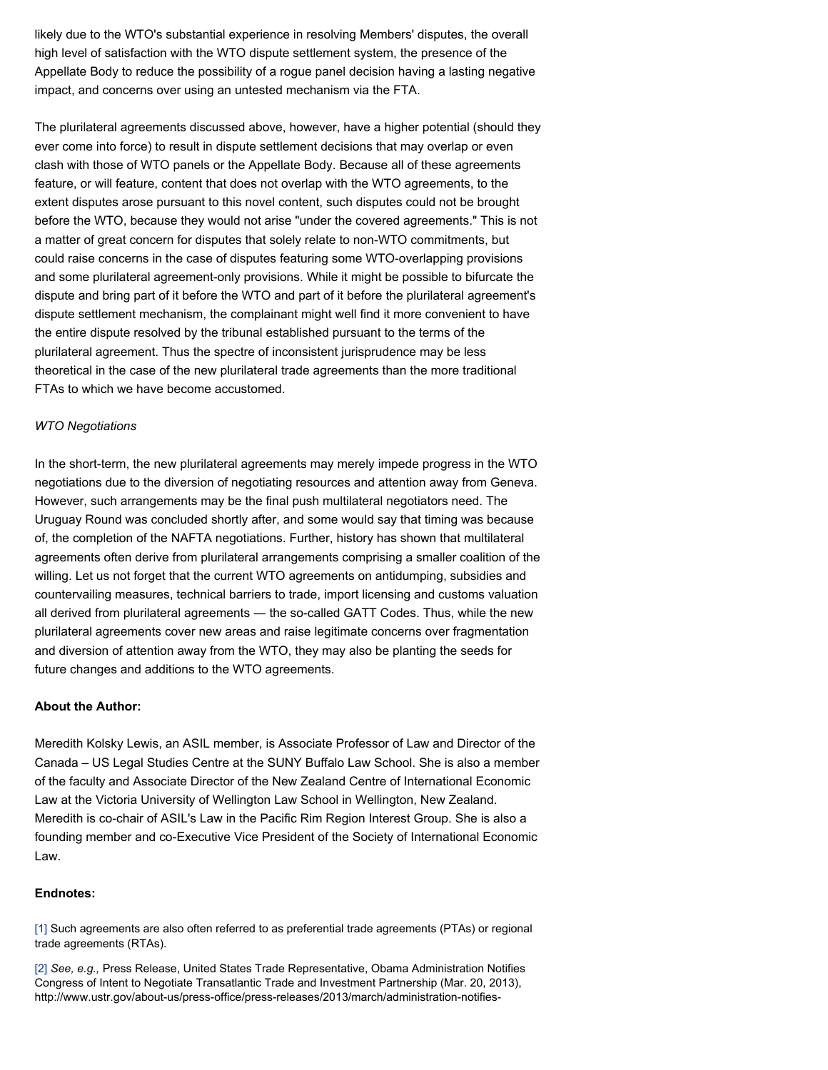likely due to the WTO's substantial experience in resolving Members' disputes, the overall high level of satisfaction with the WTO dispute settlement system, the presence of the Appellate Body to reduce the possibility of a rogue panel decision having a lasting negative impact, and concerns over using an untested mechanism via the FTA.

The plurilateral agreements discussed above, however, have a higher potential (should they ever come into force) to result in dispute settlement decisions that may overlap or even clash with those of WTO panels or the Appellate Body. Because all of these agreements feature, or will feature, content that does not overlap with the WTO agreements, to the extent disputes arose pursuant to this novel content, such disputes could not be brought before the WTO, because they would not arise "under the covered agreements." This is not a matter of great concern for disputes that solely relate to non-WTO commitments, but could raise concerns in the case of disputes featuring some WTO-overlapping provisions and some plurilateral agreement-only provisions. While it might be possible to bifurcate the dispute and bring part of it before the WTO and part of it before the plurilateral agreement's dispute settlement mechanism, the complainant might well find it more convenient to have the entire dispute resolved by the tribunal established pursuant to the terms of the plurilateral agreement. Thus the spectre of inconsistent jurisprudence may be less theoretical in the case of the new plurilateral trade agreements than the more traditional FTAs to which we have become accustomed.

*WTO Negotiations*

In the short-term, the new plurilateral agreements may merely impede progress in the WTO negotiations due to the diversion of negotiating resources and attention away from Geneva. However, such arrangements may be the final push multilateral negotiators need. The Uruguay Round was concluded shortly after, and some would say that timing was because of, the completion of the NAFTA negotiations. Further, history has shown that multilateral agreements often derive from plurilateral arrangements comprising a smaller coalition of the willing. Let us not forget that the current WTO agreements on antidumping, subsidies and countervailing measures, technical barriers to trade, import licensing and customs valuation all derived from plurilateral agreements — the so-called GATT Codes. Thus, while the new plurilateral agreements cover new areas and raise legitimate concerns over fragmentation and diversion of attention away from the WTO, they may also be planting the seeds for future changes and additions to the WTO agreements.

**About the Author:**

Meredith Kolsky Lewis, an ASIL member, is Associate Professor of Law and Director of the Canada – US Legal Studies Centre at the SUNY Buffalo Law School. She is also a member of the faculty and Associate Director of the New Zealand Centre of International Economic Law at the Victoria University of Wellington Law School in Wellington, New Zealand. Meredith is co-chair of ASIL's Law in the Pacific Rim Region Interest Group. She is also a founding member and co-Executive Vice President of the Society of International Economic Law.

**Endnotes:**

[1] Such agreements are also often referred to as preferential trade agreements (PTAs) or regional trade agreements (RTAs).

[2] *See, e.g.,* Press Release, United States Trade Representative, Obama Administration Notifies Congress of Intent to Negotiate Transatlantic Trade and Investment Partnership (Mar. 20, 2013), http://www.ustr.gov/about-us/press-office/press-releases/2013/march/administration-notifies-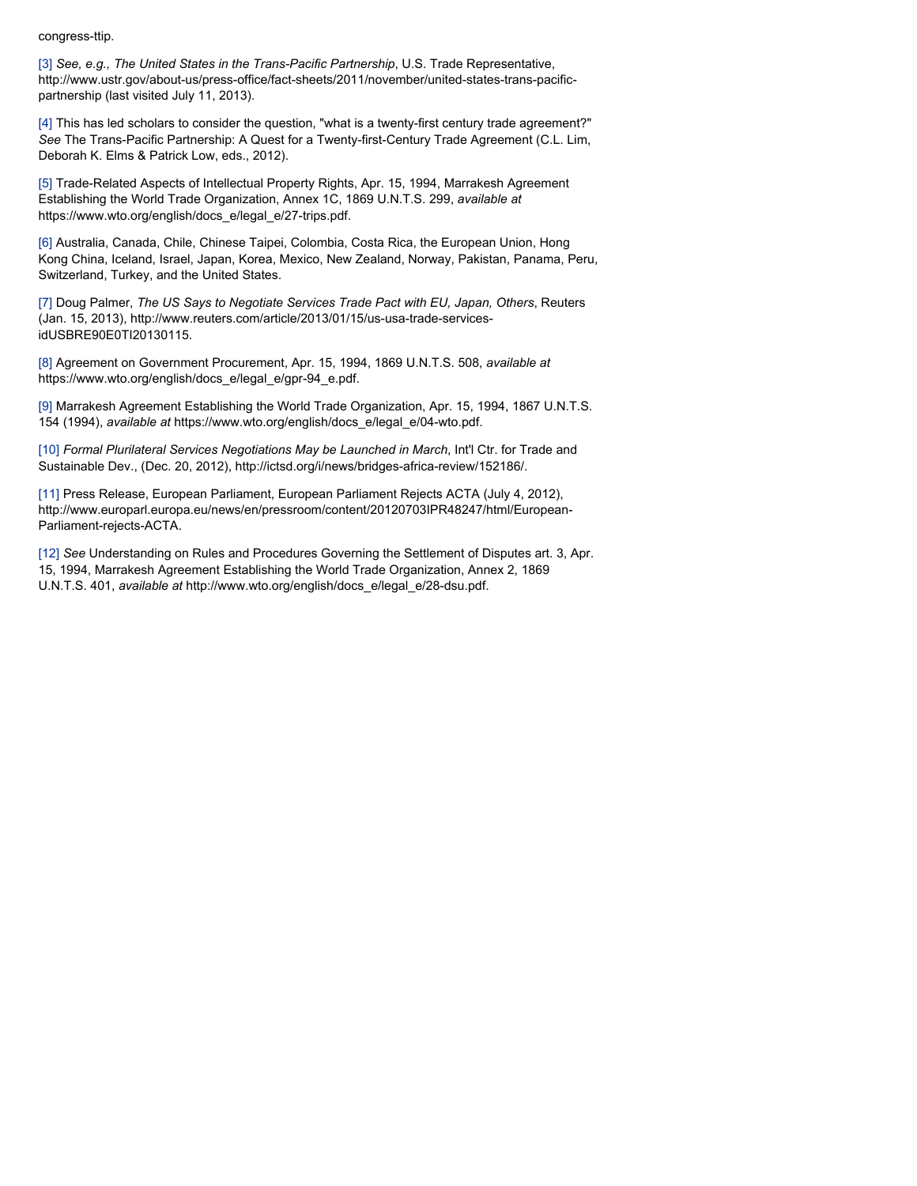congress-ttip.

[3] *See, e.g., The United States in the Trans-Pacific Partnership*, U.S. Trade Representative, http://www.ustr.gov/about-us/press-office/fact-sheets/2011/november/united-states-trans-pacific-partnership (last visited July 11, 2013).

[4] This has led scholars to consider the question, "what is a twenty-first century trade agreement?" *See* The Trans-Pacific Partnership: A Quest for a Twenty-first-Century Trade Agreement (C.L. Lim, Deborah K. Elms & Patrick Low, eds., 2012).

[5] Trade-Related Aspects of Intellectual Property Rights, Apr. 15, 1994, Marrakesh Agreement Establishing the World Trade Organization, Annex 1C, 1869 U.N.T.S. 299, *available at* https://www.wto.org/english/docs_e/legal_e/27-trips.pdf.

[6] Australia, Canada, Chile, Chinese Taipei, Colombia, Costa Rica, the European Union, Hong Kong China, Iceland, Israel, Japan, Korea, Mexico, New Zealand, Norway, Pakistan, Panama, Peru, Switzerland, Turkey, and the United States.

[7] Doug Palmer, *The US Says to Negotiate Services Trade Pact with EU, Japan, Others*, Reuters (Jan. 15, 2013), http://www.reuters.com/article/2013/01/15/us-usa-trade-services-idUSBRE90E0TI20130115.

[8] Agreement on Government Procurement, Apr. 15, 1994, 1869 U.N.T.S. 508, *available at* https://www.wto.org/english/docs_e/legal_e/gpr-94_e.pdf.

[9] Marrakesh Agreement Establishing the World Trade Organization, Apr. 15, 1994, 1867 U.N.T.S. 154 (1994), *available at* https://www.wto.org/english/docs_e/legal_e/04-wto.pdf.

[10] *Formal Plurilateral Services Negotiations May be Launched in March*, Int'l Ctr. for Trade and Sustainable Dev., (Dec. 20, 2012), http://ictsd.org/i/news/bridges-africa-review/152186/.

[11] Press Release, European Parliament, European Parliament Rejects ACTA (July 4, 2012), http://www.europarl.europa.eu/news/en/pressroom/content/20120703IPR48247/html/European-Parliament-rejects-ACTA.

[12] *See* Understanding on Rules and Procedures Governing the Settlement of Disputes art. 3, Apr. 15, 1994, Marrakesh Agreement Establishing the World Trade Organization, Annex 2, 1869 U.N.T.S. 401, *available at* http://www.wto.org/english/docs_e/legal_e/28-dsu.pdf.